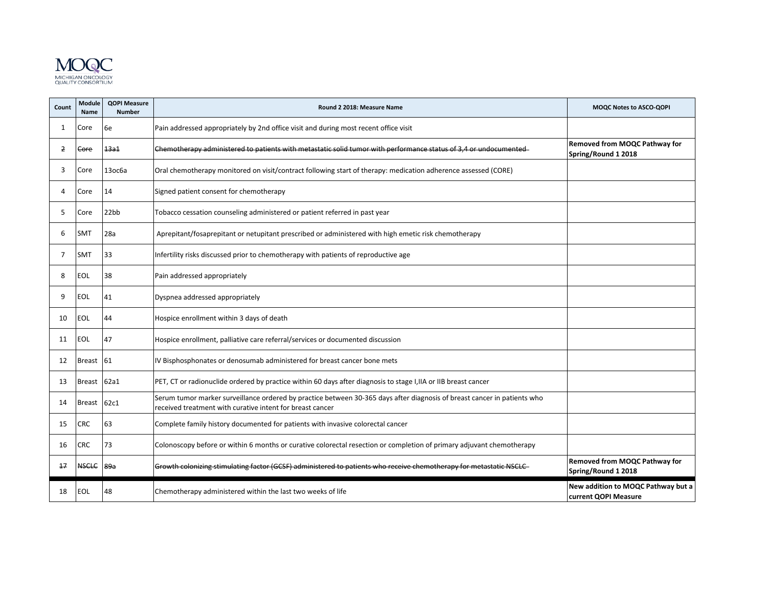MOQC
MICHIGAN ONCOLOGY QUALITY CONSORTIUM

| Count | Module Name | QOPI Measure Number | Round 2 2018: Measure Name | MOQC Notes to ASCO-QOPI |
|---|---|---|---|---|
| 1 | Core | 6e | Pain addressed appropriately by 2nd office visit and during most recent office visit | |
| ~~2~~ | ~~Core~~ | ~~13a1~~ | ~~Chemotherapy administered to patients with metastatic solid tumor with performance status of 3,4 or undocumented~~ | **Removed from MOQC Pathway for Spring/Round 1 2018** |
| 3 | Core | 13oc6a | Oral chemotherapy monitored on visit/contract following start of therapy: medication adherence assessed (CORE) | |
| 4 | Core | 14 | Signed patient consent for chemotherapy | |
| 5 | Core | 22bb | Tobacco cessation counseling administered or patient referred in past year | |
| 6 | SMT | 28a | Aprepitant/fosaprepitant or netupitant prescribed or administered with high emetic risk chemotherapy | |
| 7 | SMT | 33 | Infertility risks discussed prior to chemotherapy with patients of reproductive age | |
| 8 | EOL | 38 | Pain addressed appropriately | |
| 9 | EOL | 41 | Dyspnea addressed appropriately | |
| 10 | EOL | 44 | Hospice enrollment within 3 days of death | |
| 11 | EOL | 47 | Hospice enrollment, palliative care referral/services or documented discussion | |
| 12 | Breast | 61 | IV Bisphosphonates or denosumab administered for breast cancer bone mets | |
| 13 | Breast | 62a1 | PET, CT or radionuclide ordered by practice within 60 days after diagnosis to stage I,IIA or IIB breast cancer | |
| 14 | Breast | 62c1 | Serum tumor marker surveillance ordered by practice between 30-365 days after diagnosis of breast cancer in patients who received treatment with curative intent for breast cancer | |
| 15 | CRC | 63 | Complete family history documented for patients with invasive colorectal cancer | |
| 16 | CRC | 73 | Colonoscopy before or within 6 months or curative colorectal resection or completion of primary adjuvant chemotherapy | |
| ~~17~~ | ~~NSCLC~~ | ~~89a~~ | ~~Growth colonizing stimulating factor (GCSF) administered to patients who receive chemotherapy for metastatic NSCLC~~ | **Removed from MOQC Pathway for Spring/Round 1 2018** |
| 18 | EOL | 48 | Chemotherapy administered within the last two weeks of life | **New addition to MOQC Pathway but a current QOPI Measure** |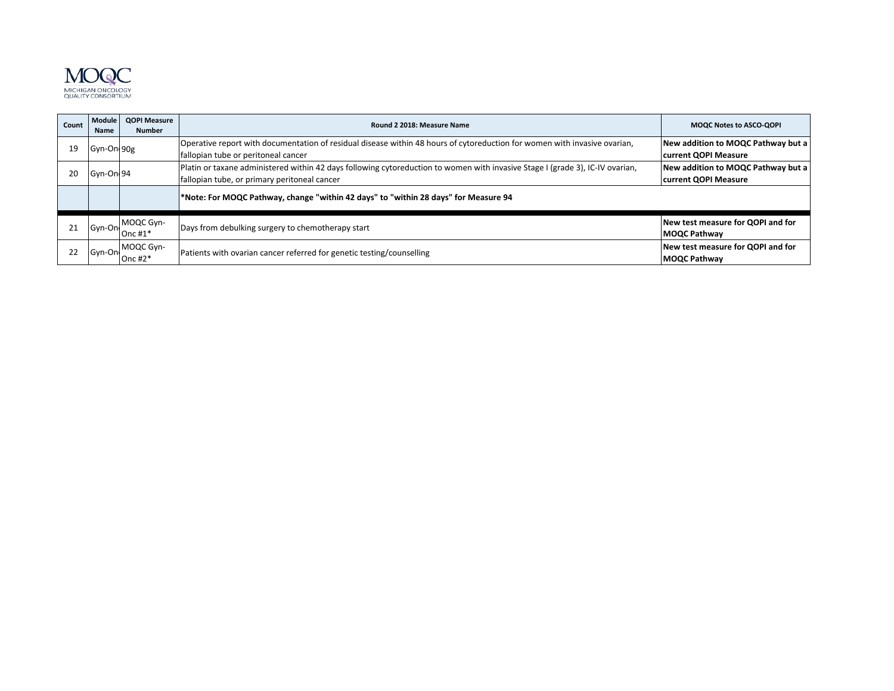| Count | Module Name | QOPI Measure Number | Round 2 2018: Measure Name | MOQC Notes to ASCO-QOPI |
|---|---|---|---|---|
| 19 | Gyn-On | 90g | Operative report with documentation of residual disease within 48 hours of cytoreduction for women with invasive ovarian, fallopian tube or peritoneal cancer | **New addition to MOQC Pathway but a current QOPI Measure** |
| 20 | Gyn-On | 94 | Platin or taxane administered within 42 days following cytoreduction to women with invasive Stage I (grade 3), IC-IV ovarian, fallopian tube, or primary peritoneal cancer | **New addition to MOQC Pathway but a current QOPI Measure** |
| | | | **\*Note: For MOQC Pathway, change "within 42 days" to "within 28 days" for Measure 94** | |
| 21 | Gyn-On | MOQC Gyn-Onc #1* | Days from debulking surgery to chemotherapy start | **New test measure for QOPI and for MOQC Pathway** |
| 22 | Gyn-On | MOQC Gyn-Onc #2* | Patients with ovarian cancer referred for genetic testing/counselling | **New test measure for QOPI and for MOQC Pathway** |